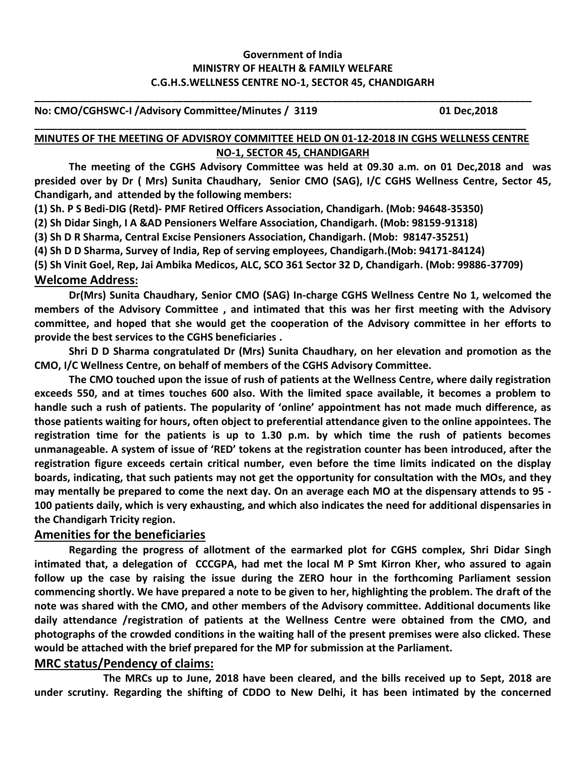**Government of India**
**MINISTRY OF HEALTH & FAMILY WELFARE**
**C.G.H.S.WELLNESS CENTRE NO-1, SECTOR 45, CHANDIGARH**

---

**No: CMO/CGHSWC-I /Advisory Committee/Minutes / 3119** **01 Dec,2018**

---

**MINUTES OF THE MEETING OF ADVISROY COMMITTEE HELD ON 01-12-2018 IN CGHS WELLNESS CENTRE NO-1, SECTOR 45, CHANDIGARH**

**The meeting of the CGHS Advisory Committee was held at 09.30 a.m. on 01 Dec,2018 and was presided over by Dr ( Mrs) Sunita Chaudhary, Senior CMO (SAG), I/C CGHS Wellness Centre, Sector 45, Chandigarh, and attended by the following members:**

**(1) Sh. P S Bedi-DIG (Retd)- PMF Retired Officers Association, Chandigarh. (Mob: 94648-35350)**

**(2) Sh Didar Singh, I A &AD Pensioners Welfare Association, Chandigarh. (Mob: 98159-91318)**

**(3) Sh D R Sharma, Central Excise Pensioners Association, Chandigarh. (Mob: 98147-35251)**

**(4) Sh D D Sharma, Survey of India, Rep of serving employees, Chandigarh.(Mob: 94171-84124)**

**(5) Sh Vinit Goel, Rep, Jai Ambika Medicos, ALC, SCO 361 Sector 32 D, Chandigarh. (Mob: 99886-37709)**

## Welcome Address:

**Dr(Mrs) Sunita Chaudhary, Senior CMO (SAG) In-charge CGHS Wellness Centre No 1, welcomed the members of the Advisory Committee , and intimated that this was her first meeting with the Advisory committee, and hoped that she would get the cooperation of the Advisory committee in her efforts to provide the best services to the CGHS beneficiaries .**

**Shri D D Sharma congratulated Dr (Mrs) Sunita Chaudhary, on her elevation and promotion as the CMO, I/C Wellness Centre, on behalf of members of the CGHS Advisory Committee.**

**The CMO touched upon the issue of rush of patients at the Wellness Centre, where daily registration exceeds 550, and at times touches 600 also. With the limited space available, it becomes a problem to handle such a rush of patients. The popularity of 'online' appointment has not made much difference, as those patients waiting for hours, often object to preferential attendance given to the online appointees. The registration time for the patients is up to 1.30 p.m. by which time the rush of patients becomes unmanageable. A system of issue of 'RED' tokens at the registration counter has been introduced, after the registration figure exceeds certain critical number, even before the time limits indicated on the display boards, indicating, that such patients may not get the opportunity for consultation with the MOs, and they may mentally be prepared to come the next day. On an average each MO at the dispensary attends to 95 - 100 patients daily, which is very exhausting, and which also indicates the need for additional dispensaries in the Chandigarh Tricity region.**

## Amenities for the beneficiaries

**Regarding the progress of allotment of the earmarked plot for CGHS complex, Shri Didar Singh intimated that, a delegation of CCCGPA, had met the local M P Smt Kirron Kher, who assured to again follow up the case by raising the issue during the ZERO hour in the forthcoming Parliament session commencing shortly. We have prepared a note to be given to her, highlighting the problem. The draft of the note was shared with the CMO, and other members of the Advisory committee. Additional documents like daily attendance /registration of patients at the Wellness Centre were obtained from the CMO, and photographs of the crowded conditions in the waiting hall of the present premises were also clicked. These would be attached with the brief prepared for the MP for submission at the Parliament.**

## MRC status/Pendency of claims:

**The MRCs up to June, 2018 have been cleared, and the bills received up to Sept, 2018 are under scrutiny. Regarding the shifting of CDDO to New Delhi, it has been intimated by the concerned**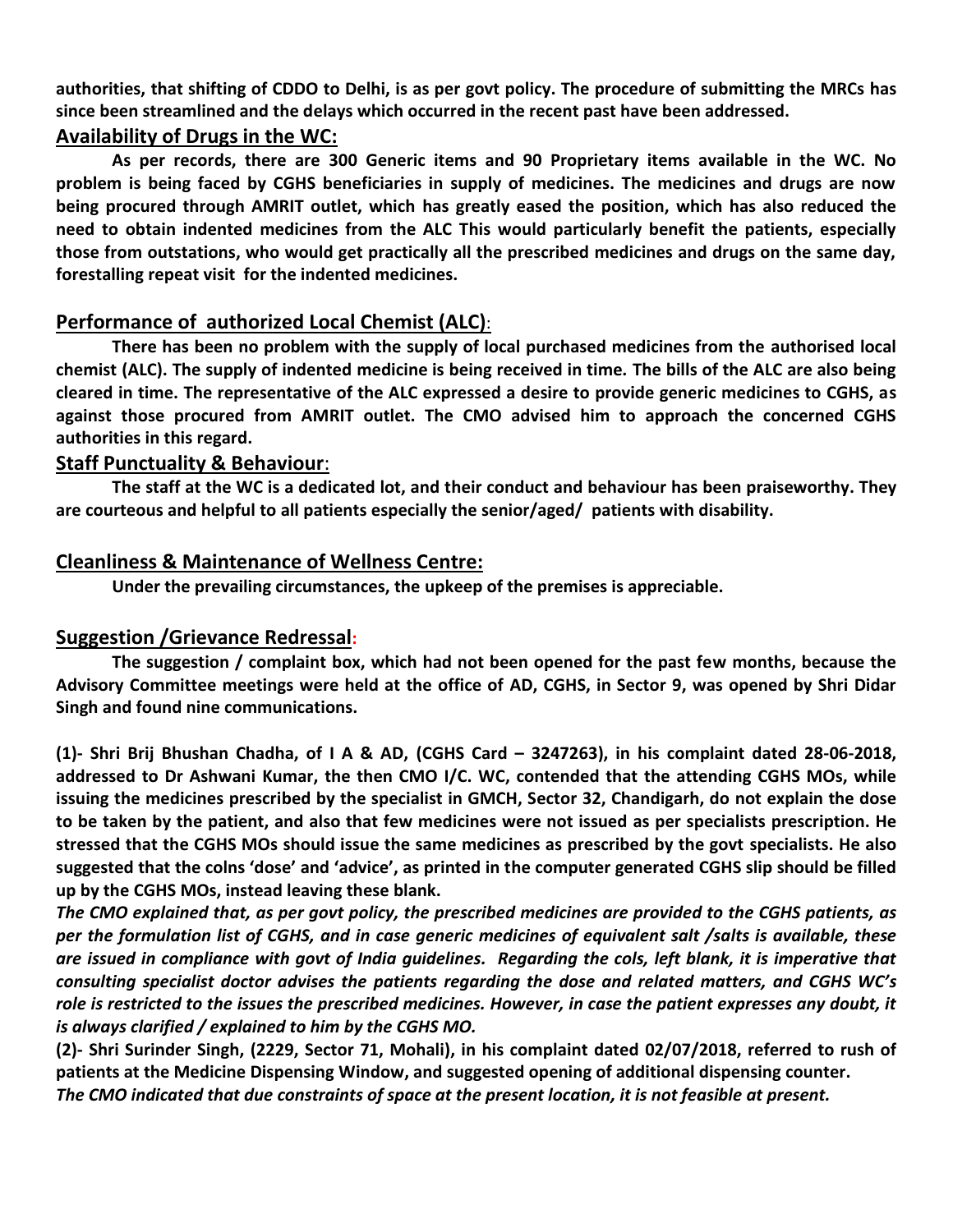**authorities, that shifting of CDDO to Delhi, is as per govt policy. The procedure of submitting the MRCs has since been streamlined and the delays which occurred in the recent past have been addressed.**

## Availability of Drugs in the WC:

**As per records, there are 300 Generic items and 90 Proprietary items available in the WC. No problem is being faced by CGHS beneficiaries in supply of medicines. The medicines and drugs are now being procured through AMRIT outlet, which has greatly eased the position, which has also reduced the need to obtain indented medicines from the ALC This would particularly benefit the patients, especially those from outstations, who would get practically all the prescribed medicines and drugs on the same day, forestalling repeat visit for the indented medicines.**

## Performance of authorized Local Chemist (ALC):

**There has been no problem with the supply of local purchased medicines from the authorised local chemist (ALC). The supply of indented medicine is being received in time. The bills of the ALC are also being cleared in time. The representative of the ALC expressed a desire to provide generic medicines to CGHS, as against those procured from AMRIT outlet. The CMO advised him to approach the concerned CGHS authorities in this regard.**

## Staff Punctuality & Behaviour:

**The staff at the WC is a dedicated lot, and their conduct and behaviour has been praiseworthy. They are courteous and helpful to all patients especially the senior/aged/ patients with disability.**

## Cleanliness & Maintenance of Wellness Centre:

**Under the prevailing circumstances, the upkeep of the premises is appreciable.**

## Suggestion /Grievance Redressal:

**The suggestion / complaint box, which had not been opened for the past few months, because the Advisory Committee meetings were held at the office of AD, CGHS, in Sector 9, was opened by Shri Didar Singh and found nine communications.**

**(1)- Shri Brij Bhushan Chadha, of I A & AD, (CGHS Card – 3247263), in his complaint dated 28-06-2018, addressed to Dr Ashwani Kumar, the then CMO I/C. WC, contended that the attending CGHS MOs, while issuing the medicines prescribed by the specialist in GMCH, Sector 32, Chandigarh, do not explain the dose to be taken by the patient, and also that few medicines were not issued as per specialists prescription. He stressed that the CGHS MOs should issue the same medicines as prescribed by the govt specialists. He also suggested that the colns 'dose' and 'advice', as printed in the computer generated CGHS slip should be filled up by the CGHS MOs, instead leaving these blank.**

***The CMO explained that, as per govt policy, the prescribed medicines are provided to the CGHS patients, as per the formulation list of CGHS, and in case generic medicines of equivalent salt /salts is available, these are issued in compliance with govt of India guidelines. Regarding the cols, left blank, it is imperative that consulting specialist doctor advises the patients regarding the dose and related matters, and CGHS WC's role is restricted to the issues the prescribed medicines. However, in case the patient expresses any doubt, it is always clarified / explained to him by the CGHS MO.***

**(2)- Shri Surinder Singh, (2229, Sector 71, Mohali), in his complaint dated 02/07/2018, referred to rush of patients at the Medicine Dispensing Window, and suggested opening of additional dispensing counter.**

***The CMO indicated that due constraints of space at the present location, it is not feasible at present.***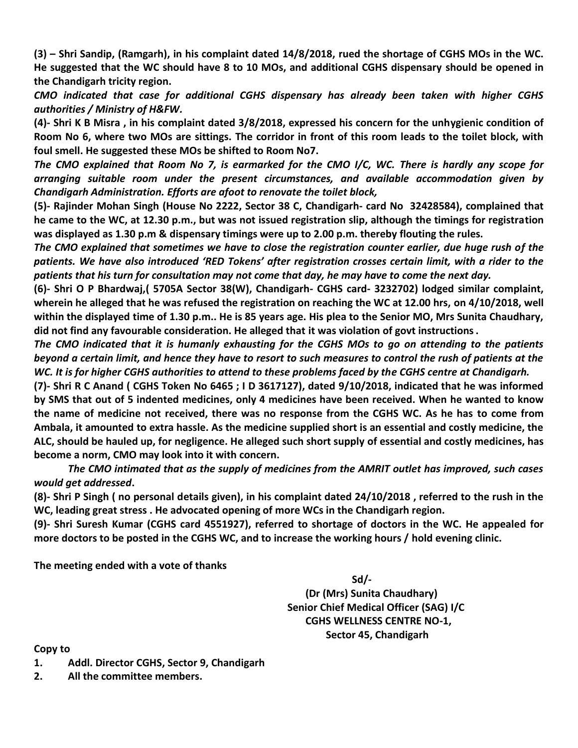**(3) – Shri Sandip, (Ramgarh), in his complaint dated 14/8/2018, rued the shortage of CGHS MOs in the WC. He suggested that the WC should have 8 to 10 MOs, and additional CGHS dispensary should be opened in the Chandigarh tricity region.**

***CMO indicated that case for additional CGHS dispensary has already been taken with higher CGHS authorities / Ministry of H&FW.***

**(4)- Shri K B Misra , in his complaint dated 3/8/2018, expressed his concern for the unhygienic condition of Room No 6, where two MOs are sittings. The corridor in front of this room leads to the toilet block, with foul smell. He suggested these MOs be shifted to Room No7.**

***The CMO explained that Room No 7, is earmarked for the CMO I/C, WC. There is hardly any scope for arranging suitable room under the present circumstances, and available accommodation given by Chandigarh Administration. Efforts are afoot to renovate the toilet block,***

**(5)- Rajinder Mohan Singh (House No 2222, Sector 38 C, Chandigarh- card No 32428584), complained that he came to the WC, at 12.30 p.m., but was not issued registration slip, although the timings for registration was displayed as 1.30 p.m & dispensary timings were up to 2.00 p.m. thereby flouting the rules.**

***The CMO explained that sometimes we have to close the registration counter earlier, due huge rush of the patients. We have also introduced 'RED Tokens' after registration crosses certain limit, with a rider to the patients that his turn for consultation may not come that day, he may have to come the next day.***

**(6)- Shri O P Bhardwaj,( 5705A Sector 38(W), Chandigarh- CGHS card- 3232702) lodged similar complaint, wherein he alleged that he was refused the registration on reaching the WC at 12.00 hrs, on 4/10/2018, well within the displayed time of 1.30 p.m.. He is 85 years age. His plea to the Senior MO, Mrs Sunita Chaudhary, did not find any favourable consideration. He alleged that it was violation of govt instructions .**

***The CMO indicated that it is humanly exhausting for the CGHS MOs to go on attending to the patients beyond a certain limit, and hence they have to resort to such measures to control the rush of patients at the WC. It is for higher CGHS authorities to attend to these problems faced by the CGHS centre at Chandigarh.***

**(7)- Shri R C Anand ( CGHS Token No 6465 ; I D 3617127), dated 9/10/2018, indicated that he was informed by SMS that out of 5 indented medicines, only 4 medicines have been received. When he wanted to know the name of medicine not received, there was no response from the CGHS WC. As he has to come from Ambala, it amounted to extra hassle. As the medicine supplied short is an essential and costly medicine, the ALC, should be hauled up, for negligence. He alleged such short supply of essential and costly medicines, has become a norm, CMO may look into it with concern.**

***The CMO intimated that as the supply of medicines from the AMRIT outlet has improved, such cases would get addressed*.**

**(8)- Shri P Singh ( no personal details given), in his complaint dated 24/10/2018 , referred to the rush in the WC, leading great stress . He advocated opening of more WCs in the Chandigarh region.**

**(9)- Shri Suresh Kumar (CGHS card 4551927), referred to shortage of doctors in the WC. He appealed for more doctors to be posted in the CGHS WC, and to increase the working hours / hold evening clinic.**

**The meeting ended with a vote of thanks**

**Sd/-**
**(Dr (Mrs) Sunita Chaudhary)**
**Senior Chief Medical Officer (SAG) I/C**
**CGHS WELLNESS CENTRE NO-1,**
**Sector 45, Chandigarh**

**Copy to**

1. **Addl. Director CGHS, Sector 9, Chandigarh**
2. **All the committee members.**